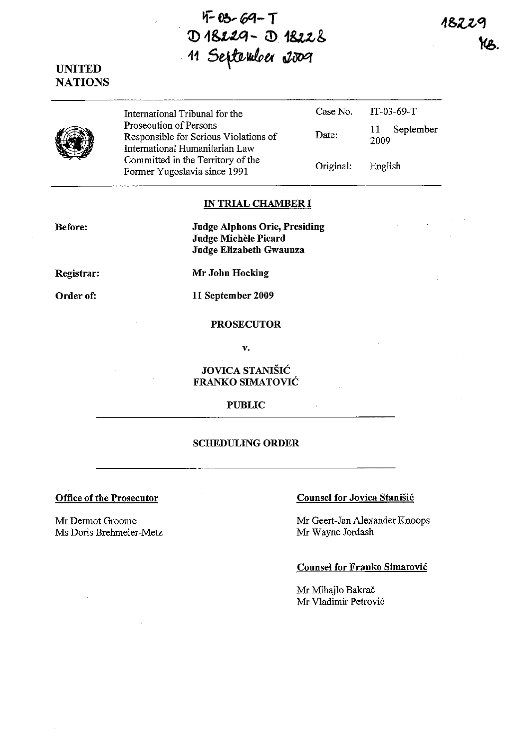IT-03-69-T
D 18229 - D 18228
11 September 2009

18229
YB.

UNITED NATIONS

| | International Tribunal for the Prosecution of Persons Responsible for Serious Violations of International Humanitarian Law Committed in the Territory of the Former Yugoslavia since 1991 | Case No. | IT-03-69-T |
|---|---|---|---|
| | | Date: | 11 September 2009 |
| | | Original: | English |

## IN TRIAL CHAMBER I

**Before:** **Judge Alphons Orie, Presiding**
**Judge Michèle Picard**
**Judge Elizabeth Gwaunza**

**Registrar:** **Mr John Hocking**

**Order of:** **11 September 2009**

**PROSECUTOR**

**v.**

**JOVICA STANIŠIĆ**
**FRANKO SIMATOVIĆ**

**PUBLIC**

**SCHEDULING ORDER**

**Office of the Prosecutor**

Mr Dermot Groome
Ms Doris Brehmeier-Metz

**Counsel for Jovica Stanišić**

Mr Geert-Jan Alexander Knoops
Mr Wayne Jordash

**Counsel for Franko Simatović**

Mr Mihajlo Bakrač
Mr Vladimir Petrović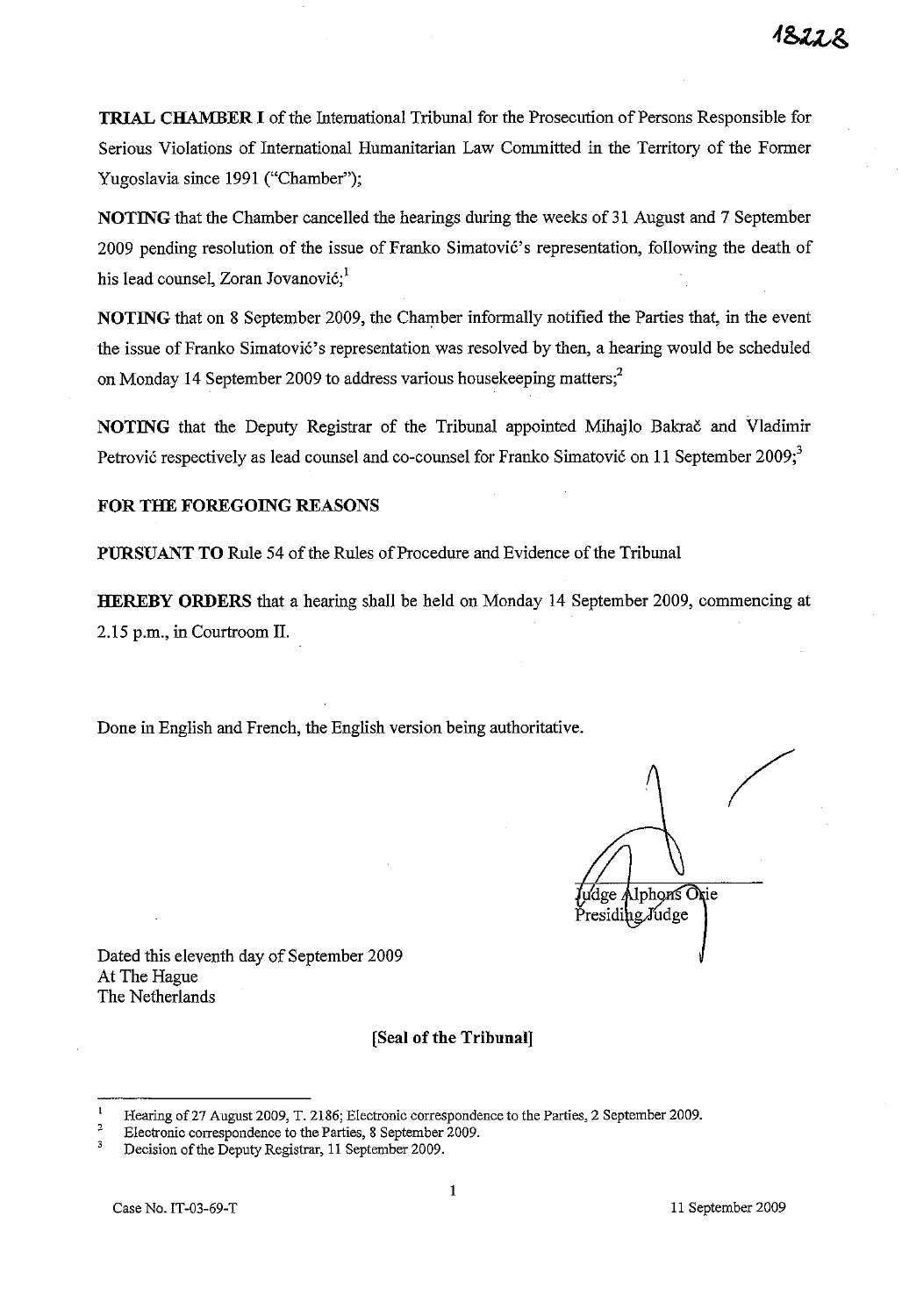**TRIAL CHAMBER I** of the International Tribunal for the Prosecution of Persons Responsible for Serious Violations of International Humanitarian Law Committed in the Territory of the Former Yugoslavia since 1991 ("Chamber");

**NOTING** that the Chamber cancelled the hearings during the weeks of 31 August and 7 September 2009 pending resolution of the issue of Franko Simatović's representation, following the death of his lead counsel, Zoran Jovanović;[1]

**NOTING** that on 8 September 2009, the Chamber informally notified the Parties that, in the event the issue of Franko Simatović's representation was resolved by then, a hearing would be scheduled on Monday 14 September 2009 to address various housekeeping matters;[2]

**NOTING** that the Deputy Registrar of the Tribunal appointed Mihajlo Bakrač and Vladimir Petrović respectively as lead counsel and co-counsel for Franko Simatović on 11 September 2009;[3]

**FOR THE FOREGOING REASONS**

**PURSUANT TO** Rule 54 of the Rules of Procedure and Evidence of the Tribunal

**HEREBY ORDERS** that a hearing shall be held on Monday 14 September 2009, commencing at 2.15 p.m., in Courtroom II.

Done in English and French, the English version being authoritative.

Judge Alphons Orie
Presiding Judge

Dated this eleventh day of September 2009
At The Hague
The Netherlands

**[Seal of the Tribunal]**

---

1 Hearing of 27 August 2009, T. 2186; Electronic correspondence to the Parties, 2 September 2009.

2 Electronic correspondence to the Parties, 8 September 2009.

3 Decision of the Deputy Registrar, 11 September 2009.

Case No. IT-03-69-T 11 September 2009